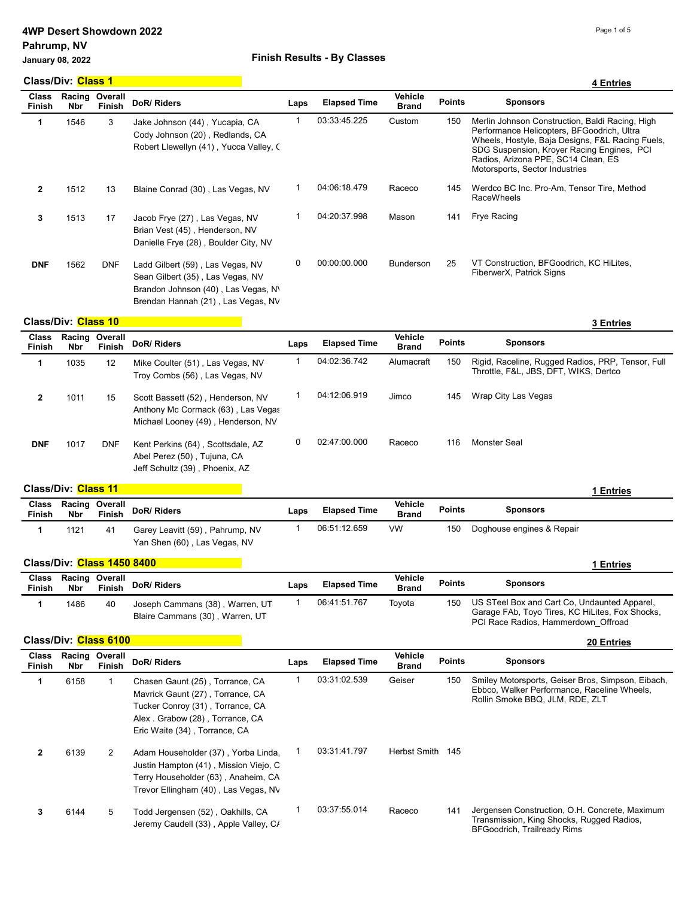# 4WP Desert Showdown 2022

**Pahrump, NV**

**January 08, 2022**

## Finish Results - By Classes

### Class/Div: Class 1

**4 Entries**

| Class Finish | Racing Nbr | Overall Finish | DoR/ Riders | Laps | Elapsed Time | Vehicle Brand | Points | Sponsors |
|---|---|---|---|---|---|---|---|---|
| 1 | 1546 | 3 | Jake Johnson (44) , Yucapia, CA<br>Cody Johnson (20) , Redlands, CA<br>Robert Llewellyn (41) , Yucca Valley, C | 1 | 03:33:45.225 | Custom | 150 | Merlin Johnson Construction, Baldi Racing, High Performance Helicopters, BFGoodrich, Ultra Wheels, Hostyle, Baja Designs, F&L Racing Fuels, SDG Suspension, Kroyer Racing Engines, PCI Radios, Arizona PPE, SC14 Clean, ES Motorsports, Sector Industries |
| 2 | 1512 | 13 | Blaine Conrad (30) , Las Vegas, NV | 1 | 04:06:18.479 | Raceco | 145 | Werdco BC Inc. Pro-Am, Tensor Tire, Method RaceWheels |
| 3 | 1513 | 17 | Jacob Frye (27) , Las Vegas, NV<br>Brian Vest (45) , Henderson, NV<br>Danielle Frye (28) , Boulder City, NV | 1 | 04:20:37.998 | Mason | 141 | Frye Racing |
| DNF | 1562 | DNF | Ladd Gilbert (59) , Las Vegas, NV<br>Sean Gilbert (35) , Las Vegas, NV<br>Brandon Johnson (40) , Las Vegas, N\<br>Brendan Hannah (21) , Las Vegas, NV | 0 | 00:00:00.000 | Bunderson | 25 | VT Construction, BFGoodrich, KC HiLites, FiberwerX, Patrick Signs |

### Class/Div: Class 10

**3 Entries**

| Class Finish | Racing Nbr | Overall Finish | DoR/ Riders | Laps | Elapsed Time | Vehicle Brand | Points | Sponsors |
|---|---|---|---|---|---|---|---|---|
| 1 | 1035 | 12 | Mike Coulter (51) , Las Vegas, NV<br>Troy Combs (56) , Las Vegas, NV | 1 | 04:02:36.742 | Alumacraft | 150 | Rigid, Raceline, Rugged Radios, PRP, Tensor, Full Throttle, F&L, JBS, DFT, WIKS, Dertco |
| 2 | 1011 | 15 | Scott Bassett (52) , Henderson, NV<br>Anthony Mc Cormack (63) , Las Vegas<br>Michael Looney (49) , Henderson, NV | 1 | 04:12:06.919 | Jimco | 145 | Wrap City Las Vegas |
| DNF | 1017 | DNF | Kent Perkins (64) , Scottsdale, AZ<br>Abel Perez (50) , Tujuna, CA<br>Jeff Schultz (39) , Phoenix, AZ | 0 | 02:47:00.000 | Raceco | 116 | Monster Seal |

### Class/Div: Class 11

**1 Entries**

| Class Finish | Racing Nbr | Overall Finish | DoR/ Riders | Laps | Elapsed Time | Vehicle Brand | Points | Sponsors |
|---|---|---|---|---|---|---|---|---|
| 1 | 1121 | 41 | Garey Leavitt (59) , Pahrump, NV<br>Yan Shen (60) , Las Vegas, NV | 1 | 06:51:12.659 | VW | 150 | Doghouse engines & Repair |

### Class/Div: Class 1450 8400

**1 Entries**

| Class Finish | Racing Nbr | Overall Finish | DoR/ Riders | Laps | Elapsed Time | Vehicle Brand | Points | Sponsors |
|---|---|---|---|---|---|---|---|---|
| 1 | 1486 | 40 | Joseph Cammans (38) , Warren, UT<br>Blaire Cammans (30) , Warren, UT | 1 | 06:41:51.767 | Toyota | 150 | US STeel Box and Cart Co, Undaunted Apparel, Garage FAb, Toyo Tires, KC HiLites, Fox Shocks, PCI Race Radios, Hammerdown_Offroad |

### Class/Div: Class 6100

**20 Entries**

| Class Finish | Racing Nbr | Overall Finish | DoR/ Riders | Laps | Elapsed Time | Vehicle Brand | Points | Sponsors |
|---|---|---|---|---|---|---|---|---|
| 1 | 6158 | 1 | Chasen Gaunt (25) , Torrance, CA<br>Mavrick Gaunt (27) , Torrance, CA<br>Tucker Conroy (31) , Torrance, CA<br>Alex . Grabow (28) , Torrance, CA<br>Eric Waite (34) , Torrance, CA | 1 | 03:31:02.539 | Geiser | 150 | Smiley Motorsports, Geiser Bros, Simpson, Eibach, Ebbco, Walker Performance, Raceline Wheels, Rollin Smoke BBQ, JLM, RDE, ZLT |
| 2 | 6139 | 2 | Adam Householder (37) , Yorba Linda,<br>Justin Hampton (41) , Mission Viejo, C<br>Terry Householder (63) , Anaheim, CA<br>Trevor Ellingham (40) , Las Vegas, NV | 1 | 03:31:41.797 | Herbst Smith | 145 | |
| 3 | 6144 | 5 | Todd Jergensen (52) , Oakhills, CA<br>Jeremy Caudell (33) , Apple Valley, C/ | 1 | 03:37:55.014 | Raceco | 141 | Jergensen Construction, O.H. Concrete, Maximum Transmission, King Shocks, Rugged Radios, BFGoodrich, Traileready Rims |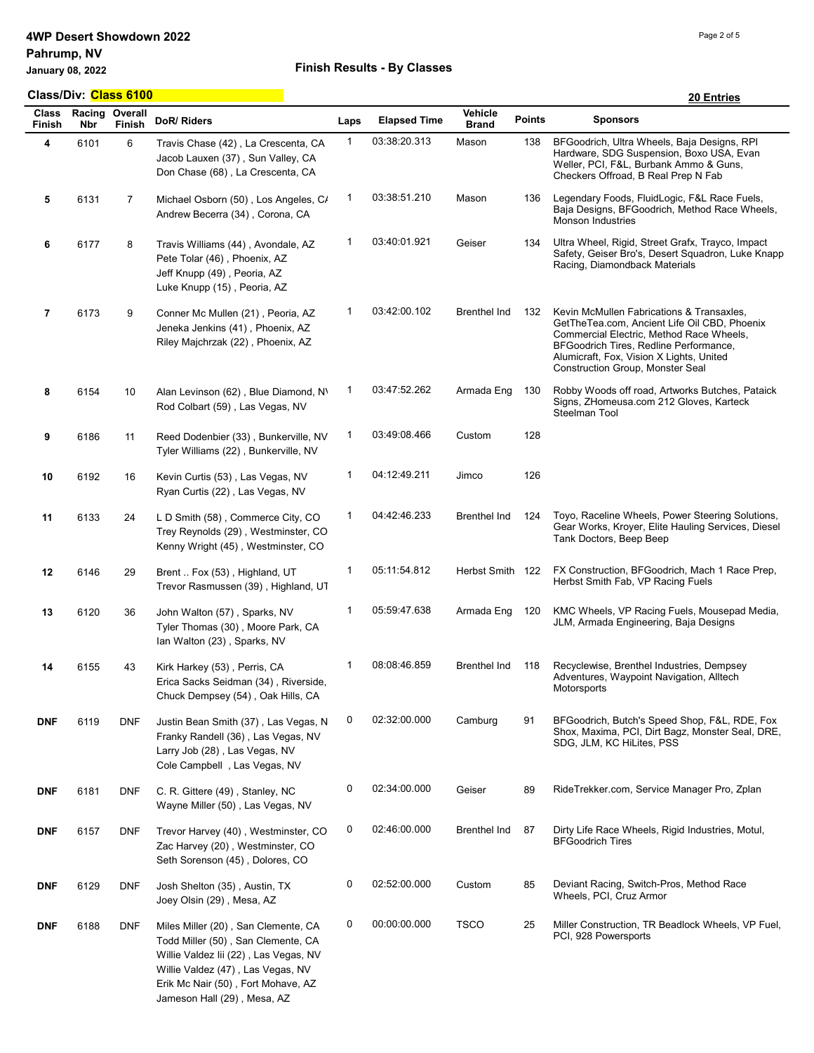**4WP Desert Showdown 2022**
**Pahrump, NV**
**January 08, 2022**

**Finish Results - By Classes**

**Class/Div: Class 6100** — **20 Entries**

| Class Finish | Racing Nbr | Overall Finish | DoR/ Riders | Laps | Elapsed Time | Vehicle Brand | Points | Sponsors |
|---|---|---|---|---|---|---|---|---|
| 4 | 6101 | 6 | Travis Chase (42) , La Crescenta, CA<br>Jacob Lauxen (37) , Sun Valley, CA<br>Don Chase (68) , La Crescenta, CA | 1 | 03:38:20.313 | Mason | 138 | BFGoodrich, Ultra Wheels, Baja Designs, RPI Hardware, SDG Suspension, Boxo USA, Evan Weller, PCI, F&L, Burbank Ammo & Guns, Checkers Offroad, B Real Prep N Fab |
| 5 | 6131 | 7 | Michael Osborn (50) , Los Angeles, C/<br>Andrew Becerra (34) , Corona, CA | 1 | 03:38:51.210 | Mason | 136 | Legendary Foods, FluidLogic, F&L Race Fuels, Baja Designs, BFGoodrich, Method Race Wheels, Monson Industries |
| 6 | 6177 | 8 | Travis Williams (44) , Avondale, AZ<br>Pete Tolar (46) , Phoenix, AZ<br>Jeff Knupp (49) , Peoria, AZ<br>Luke Knupp (15) , Peoria, AZ | 1 | 03:40:01.921 | Geiser | 134 | Ultra Wheel, Rigid, Street Grafx, Trayco, Impact Safety, Geiser Bro's, Desert Squadron, Luke Knapp Racing, Diamondback Materials |
| 7 | 6173 | 9 | Conner Mc Mullen (21) , Peoria, AZ<br>Jeneka Jenkins (41) , Phoenix, AZ<br>Riley Majchrzak (22) , Phoenix, AZ | 1 | 03:42:00.102 | Brenthel Ind | 132 | Kevin McMullen Fabrications & Transaxles, GetTheTea.com, Ancient Life Oil CBD, Phoenix Commercial Electric, Method Race Wheels, BFGoodrich Tires, Redline Performance, Alumicraft, Fox, Vision X Lights, United Construction Group, Monster Seal |
| 8 | 6154 | 10 | Alan Levinson (62) , Blue Diamond, N\<br>Rod Colbart (59) , Las Vegas, NV | 1 | 03:47:52.262 | Armada Eng | 130 | Robby Woods off road, Artworks Butches, Pataick Signs, ZHomeusa.com 212 Gloves, Karteck Steelman Tool |
| 9 | 6186 | 11 | Reed Dodenbier (33) , Bunkerville, NV<br>Tyler Williams (22) , Bunkerville, NV | 1 | 03:49:08.466 | Custom | 128 | |
| 10 | 6192 | 16 | Kevin Curtis (53) , Las Vegas, NV<br>Ryan Curtis (22) , Las Vegas, NV | 1 | 04:12:49.211 | Jimco | 126 | |
| 11 | 6133 | 24 | L D Smith (58) , Commerce City, CO<br>Trey Reynolds (29) , Westminster, CO<br>Kenny Wright (45) , Westminster, CO | 1 | 04:42:46.233 | Brenthel Ind | 124 | Toyo, Raceline Wheels, Power Steering Solutions, Gear Works, Kroyer, Elite Hauling Services, Diesel Tank Doctors, Beep Beep |
| 12 | 6146 | 29 | Brent .. Fox (53) , Highland, UT<br>Trevor Rasmussen (39) , Highland, UT | 1 | 05:11:54.812 | Herbst Smith | 122 | FX Construction, BFGoodrich, Mach 1 Race Prep, Herbst Smith Fab, VP Racing Fuels |
| 13 | 6120 | 36 | John Walton (57) , Sparks, NV<br>Tyler Thomas (30) , Moore Park, CA<br>Ian Walton (23) , Sparks, NV | 1 | 05:59:47.638 | Armada Eng | 120 | KMC Wheels, VP Racing Fuels, Mousepad Media, JLM, Armada Engineering, Baja Designs |
| 14 | 6155 | 43 | Kirk Harkey (53) , Perris, CA<br>Erica Sacks Seidman (34) , Riverside,<br>Chuck Dempsey (54) , Oak Hills, CA | 1 | 08:08:46.859 | Brenthel Ind | 118 | Recyclewise, Brenthel Industries, Dempsey Adventures, Waypoint Navigation, Alltech Motorsports |
| DNF | 6119 | DNF | Justin Bean Smith (37) , Las Vegas, N<br>Franky Randell (36) , Las Vegas, NV<br>Larry Job (28) , Las Vegas, NV<br>Cole Campbell , Las Vegas, NV | 0 | 02:32:00.000 | Camburg | 91 | BFGoodrich, Butch's Speed Shop, F&L, RDE, Fox Shox, Maxima, PCI, Dirt Bagz, Monster Seal, DRE, SDG, JLM, KC HiLites, PSS |
| DNF | 6181 | DNF | C. R. Gittere (49) , Stanley, NC<br>Wayne Miller (50) , Las Vegas, NV | 0 | 02:34:00.000 | Geiser | 89 | RideTrekker.com, Service Manager Pro, Zplan |
| DNF | 6157 | DNF | Trevor Harvey (40) , Westminster, CO<br>Zac Harvey (20) , Westminster, CO<br>Seth Sorenson (45) , Dolores, CO | 0 | 02:46:00.000 | Brenthel Ind | 87 | Dirty Life Race Wheels, Rigid Industries, Motul, BFGoodrich Tires |
| DNF | 6129 | DNF | Josh Shelton (35) , Austin, TX<br>Joey Olsin (29) , Mesa, AZ | 0 | 02:52:00.000 | Custom | 85 | Deviant Racing, Switch-Pros, Method Race Wheels, PCI, Cruz Armor |
| DNF | 6188 | DNF | Miles Miller (20) , San Clemente, CA<br>Todd Miller (50) , San Clemente, CA<br>Willie Valdez Iii (22) , Las Vegas, NV<br>Willie Valdez (47) , Las Vegas, NV<br>Erik Mc Nair (50) , Fort Mohave, AZ<br>Jameson Hall (29) , Mesa, AZ | 0 | 00:00:00.000 | TSCO | 25 | Miller Construction, TR Beadlock Wheels, VP Fuel, PCI, 928 Powersports |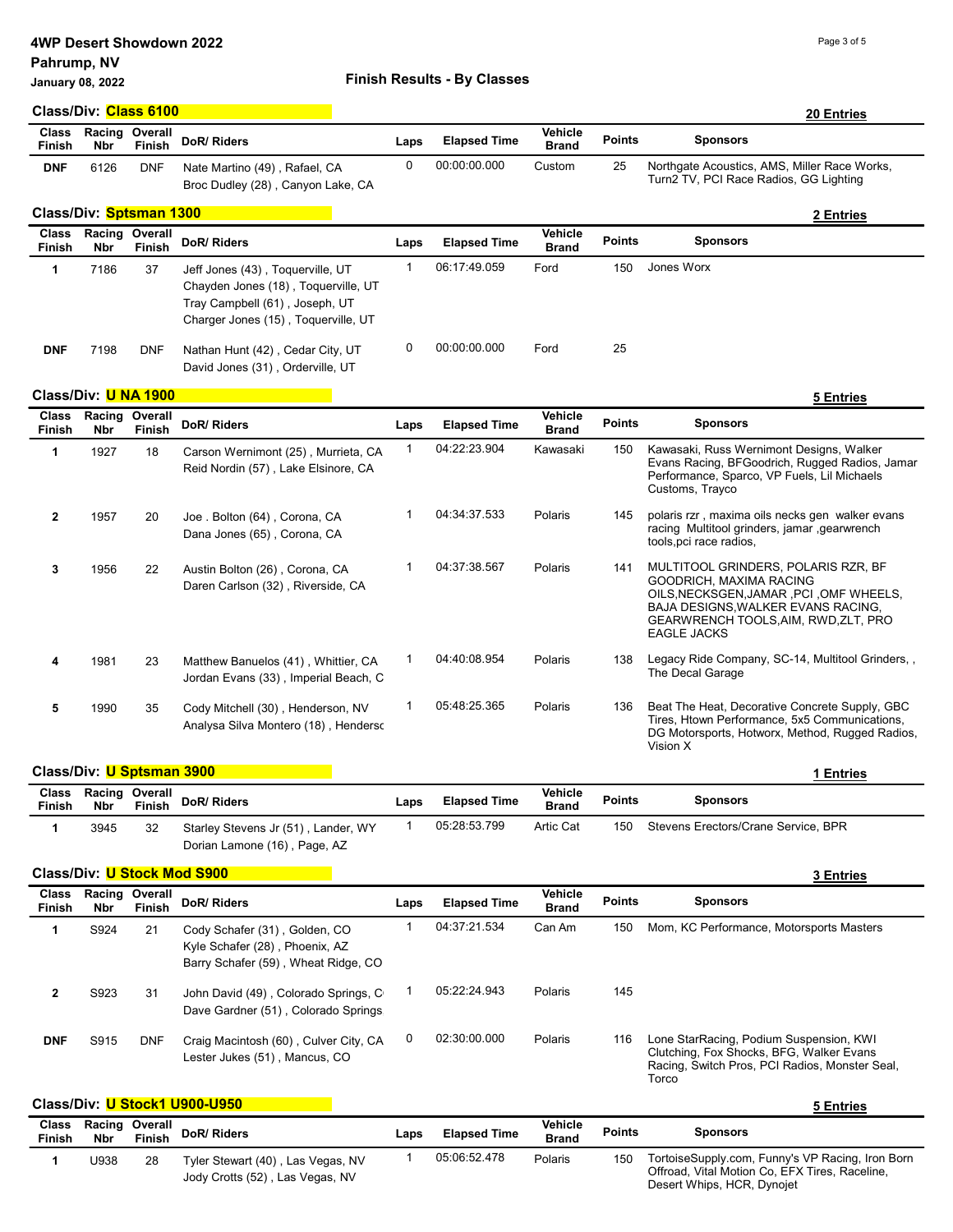# 4WP Desert Showdown 2022

**Pahrump, NV**

**January 08, 2022**

**Finish Results - By Classes**

## Class/Div: Class 6100

**20 Entries**

| Class Finish | Racing Nbr | Overall Finish | DoR/ Riders | Laps | Elapsed Time | Vehicle Brand | Points | Sponsors |
|---|---|---|---|---|---|---|---|---|
| DNF | 6126 | DNF | Nate Martino (49) , Rafael, CA<br>Broc Dudley (28) , Canyon Lake, CA | 0 | 00:00:00.000 | Custom | 25 | Northgate Acoustics, AMS, Miller Race Works, Turn2 TV, PCI Race Radios, GG Lighting |

## Class/Div: Sptsman 1300

**2 Entries**

| Class Finish | Racing Nbr | Overall Finish | DoR/ Riders | Laps | Elapsed Time | Vehicle Brand | Points | Sponsors |
|---|---|---|---|---|---|---|---|---|
| 1 | 7186 | 37 | Jeff Jones (43) , Toquerville, UT<br>Chayden Jones (18) , Toquerville, UT<br>Tray Campbell (61) , Joseph, UT<br>Charger Jones (15) , Toquerville, UT | 1 | 06:17:49.059 | Ford | 150 | Jones Worx |
| DNF | 7198 | DNF | Nathan Hunt (42) , Cedar City, UT<br>David Jones (31) , Orderville, UT | 0 | 00:00:00.000 | Ford | 25 | |

## Class/Div: U NA 1900

**5 Entries**

| Class Finish | Racing Nbr | Overall Finish | DoR/ Riders | Laps | Elapsed Time | Vehicle Brand | Points | Sponsors |
|---|---|---|---|---|---|---|---|---|
| 1 | 1927 | 18 | Carson Wernimont (25) , Murrieta, CA<br>Reid Nordin (57) , Lake Elsinore, CA | 1 | 04:22:23.904 | Kawasaki | 150 | Kawasaki, Russ Wernimont Designs, Walker Evans Racing, BFGoodrich, Rugged Radios, Jamar Performance, Sparco, VP Fuels, Lil Michaels Customs, Trayco |
| 2 | 1957 | 20 | Joe . Bolton (64) , Corona, CA<br>Dana Jones (65) , Corona, CA | 1 | 04:34:37.533 | Polaris | 145 | polaris rzr , maxima oils necks gen walker evans racing Multitool grinders, jamar ,gearwrench tools,pci race radios, |
| 3 | 1956 | 22 | Austin Bolton (26) , Corona, CA<br>Daren Carlson (32) , Riverside, CA | 1 | 04:37:38.567 | Polaris | 141 | MULTITOOL GRINDERS, POLARIS RZR, BF GOODRICH, MAXIMA RACING OILS,NECKSGEN,JAMAR ,PCI ,OMF WHEELS, BAJA DESIGNS,WALKER EVANS RACING, GEARWRENCH TOOLS,AIM, RWD,ZLT, PRO EAGLE JACKS |
| 4 | 1981 | 23 | Matthew Banuelos (41) , Whittier, CA<br>Jordan Evans (33) , Imperial Beach, C | 1 | 04:40:08.954 | Polaris | 138 | Legacy Ride Company, SC-14, Multitool Grinders, , The Decal Garage |
| 5 | 1990 | 35 | Cody Mitchell (30) , Henderson, NV<br>Analysa Silva Montero (18) , Hendersc | 1 | 05:48:25.365 | Polaris | 136 | Beat The Heat, Decorative Concrete Supply, GBC Tires, Htown Performance, 5x5 Communications, DG Motorsports, Hotworx, Method, Rugged Radios, Vision X |

## Class/Div: U Sptsman 3900

**1 Entries**

| Class Finish | Racing Nbr | Overall Finish | DoR/ Riders | Laps | Elapsed Time | Vehicle Brand | Points | Sponsors |
|---|---|---|---|---|---|---|---|---|
| 1 | 3945 | 32 | Starley Stevens Jr (51) , Lander, WY<br>Dorian Lamone (16) , Page, AZ | 1 | 05:28:53.799 | Artic Cat | 150 | Stevens Erectors/Crane Service, BPR |

## Class/Div: U Stock Mod S900

**3 Entries**

| Class Finish | Racing Nbr | Overall Finish | DoR/ Riders | Laps | Elapsed Time | Vehicle Brand | Points | Sponsors |
|---|---|---|---|---|---|---|---|---|
| 1 | S924 | 21 | Cody Schafer (31) , Golden, CO<br>Kyle Schafer (28) , Phoenix, AZ<br>Barry Schafer (59) , Wheat Ridge, CO | 1 | 04:37:21.534 | Can Am | 150 | Mom, KC Performance, Motorsports Masters |
| 2 | S923 | 31 | John David (49) , Colorado Springs, C<br>Dave Gardner (51) , Colorado Springs | 1 | 05:22:24.943 | Polaris | 145 | |
| DNF | S915 | DNF | Craig Macintosh (60) , Culver City, CA<br>Lester Jukes (51) , Mancus, CO | 0 | 02:30:00.000 | Polaris | 116 | Lone StarRacing, Podium Suspension, KWI Clutching, Fox Shocks, BFG, Walker Evans Racing, Switch Pros, PCI Radios, Monster Seal, Torco |

## Class/Div: U Stock1 U900-U950

**5 Entries**

| Class Finish | Racing Nbr | Overall Finish | DoR/ Riders | Laps | Elapsed Time | Vehicle Brand | Points | Sponsors |
|---|---|---|---|---|---|---|---|---|
| 1 | U938 | 28 | Tyler Stewart (40) , Las Vegas, NV<br>Jody Crotts (52) , Las Vegas, NV | 1 | 05:06:52.478 | Polaris | 150 | TortoiseSupply.com, Funny's VP Racing, Iron Born Offroad, Vital Motion Co, EFX Tires, Raceline, Desert Whips, HCR, Dynojet |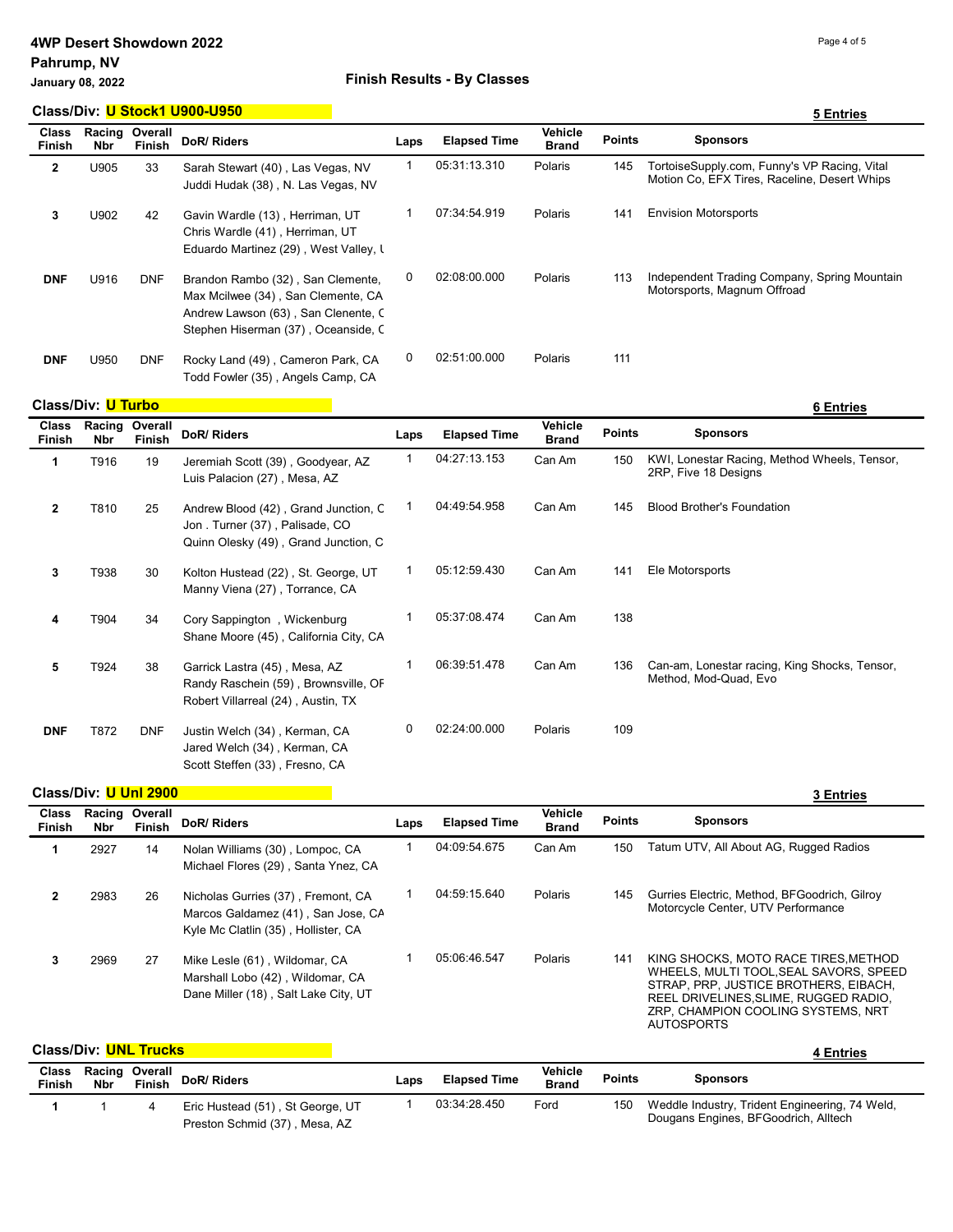# 4WP Desert Showdown 2022

**Pahrump, NV**

**January 08, 2022**

## Finish Results - By Classes

### Class/Div: U Stock1 U900-U950

**5 Entries**

| Class Finish | Racing Nbr | Overall Finish | DoR/ Riders | Laps | Elapsed Time | Vehicle Brand | Points | Sponsors |
|---|---|---|---|---|---|---|---|---|
| 2 | U905 | 33 | Sarah Stewart (40) , Las Vegas, NV<br>Juddi Hudak (38) , N. Las Vegas, NV | 1 | 05:31:13.310 | Polaris | 145 | TortoiseSupply.com, Funny's VP Racing, Vital Motion Co, EFX Tires, Raceline, Desert Whips |
| 3 | U902 | 42 | Gavin Wardle (13) , Herriman, UT<br>Chris Wardle (41) , Herriman, UT<br>Eduardo Martinez (29) , West Valley, U | 1 | 07:34:54.919 | Polaris | 141 | Envision Motorsports |
| DNF | U916 | DNF | Brandon Rambo (32) , San Clemente,<br>Max Mcilwee (34) , San Clemente, CA<br>Andrew Lawson (63) , San Clenente, C<br>Stephen Hiserman (37) , Oceanside, C | 0 | 02:08:00.000 | Polaris | 113 | Independent Trading Company, Spring Mountain Motorsports, Magnum Offroad |
| DNF | U950 | DNF | Rocky Land (49) , Cameron Park, CA<br>Todd Fowler (35) , Angels Camp, CA | 0 | 02:51:00.000 | Polaris | 111 | |

### Class/Div: U Turbo

**6 Entries**

| Class Finish | Racing Nbr | Overall Finish | DoR/ Riders | Laps | Elapsed Time | Vehicle Brand | Points | Sponsors |
|---|---|---|---|---|---|---|---|---|
| 1 | T916 | 19 | Jeremiah Scott (39) , Goodyear, AZ<br>Luis Palacion (27) , Mesa, AZ | 1 | 04:27:13.153 | Can Am | 150 | KWI, Lonestar Racing, Method Wheels, Tensor, 2RP, Five 18 Designs |
| 2 | T810 | 25 | Andrew Blood (42) , Grand Junction, C<br>Jon . Turner (37) , Palisade, CO<br>Quinn Olesky (49) , Grand Junction, C | 1 | 04:49:54.958 | Can Am | 145 | Blood Brother's Foundation |
| 3 | T938 | 30 | Kolton Hustead (22) , St. George, UT<br>Manny Viena (27) , Torrance, CA | 1 | 05:12:59.430 | Can Am | 141 | Ele Motorsports |
| 4 | T904 | 34 | Cory Sappington , Wickenburg<br>Shane Moore (45) , California City, CA | 1 | 05:37:08.474 | Can Am | 138 | |
| 5 | T924 | 38 | Garrick Lastra (45) , Mesa, AZ<br>Randy Raschein (59) , Brownsville, OF<br>Robert Villarreal (24) , Austin, TX | 1 | 06:39:51.478 | Can Am | 136 | Can-am, Lonestar racing, King Shocks, Tensor, Method, Mod-Quad, Evo |
| DNF | T872 | DNF | Justin Welch (34) , Kerman, CA<br>Jared Welch (34) , Kerman, CA<br>Scott Steffen (33) , Fresno, CA | 0 | 02:24:00.000 | Polaris | 109 | |

### Class/Div: U Unl 2900

**3 Entries**

| Class Finish | Racing Nbr | Overall Finish | DoR/ Riders | Laps | Elapsed Time | Vehicle Brand | Points | Sponsors |
|---|---|---|---|---|---|---|---|---|
| 1 | 2927 | 14 | Nolan Williams (30) , Lompoc, CA<br>Michael Flores (29) , Santa Ynez, CA | 1 | 04:09:54.675 | Can Am | 150 | Tatum UTV, All About AG, Rugged Radios |
| 2 | 2983 | 26 | Nicholas Gurries (37) , Fremont, CA<br>Marcos Galdamez (41) , San Jose, CA<br>Kyle Mc Clatlin (35) , Hollister, CA | 1 | 04:59:15.640 | Polaris | 145 | Gurries Electric, Method, BFGoodrich, Gilroy Motorcycle Center, UTV Performance |
| 3 | 2969 | 27 | Mike Lesle (61) , Wildomar, CA<br>Marshall Lobo (42) , Wildomar, CA<br>Dane Miller (18) , Salt Lake City, UT | 1 | 05:06:46.547 | Polaris | 141 | KING SHOCKS, MOTO RACE TIRES,METHOD WHEELS, MULTI TOOL,SEAL SAVORS, SPEED STRAP, PRP, JUSTICE BROTHERS, EIBACH, REEL DRIVELINES,SLIME, RUGGED RADIO, ZRP, CHAMPION COOLING SYSTEMS, NRT AUTOSPORTS |

### Class/Div: UNL Trucks

**4 Entries**

| Class Finish | Racing Nbr | Overall Finish | DoR/ Riders | Laps | Elapsed Time | Vehicle Brand | Points | Sponsors |
|---|---|---|---|---|---|---|---|---|
| 1 | 1 | 4 | Eric Hustead (51) , St George, UT<br>Preston Schmid (37) , Mesa, AZ | 1 | 03:34:28.450 | Ford | 150 | Weddle Industry, Trident Engineering, 74 Weld, Dougans Engines, BFGoodrich, Alltech |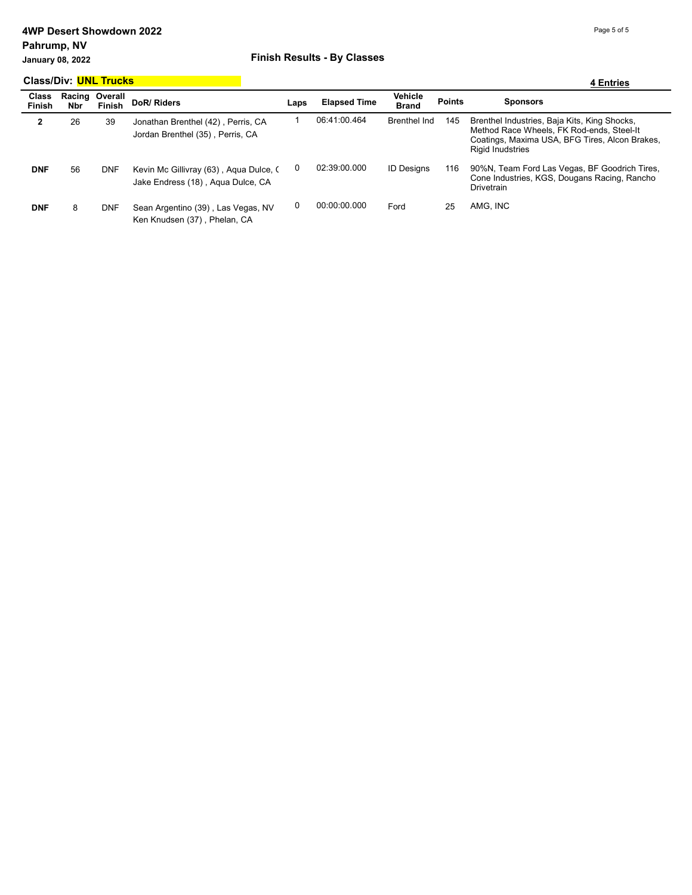**4WP Desert Showdown 2022**

**Pahrump, NV**

**January 08, 2022**

**Finish Results - By Classes**

**Class/Div: UNL Trucks** **4 Entries**

| Class Finish | Racing Nbr | Overall Finish | DoR/ Riders | Laps | Elapsed Time | Vehicle Brand | Points | Sponsors |
|---|---|---|---|---|---|---|---|---|
| **2** | 26 | 39 | Jonathan Brenthel (42) , Perris, CA<br>Jordan Brenthel (35) , Perris, CA | 1 | 06:41:00.464 | Brenthel Ind | 145 | Brenthel Industries, Baja Kits, King Shocks, Method Race Wheels, FK Rod-ends, Steel-It Coatings, Maxima USA, BFG Tires, Alcon Brakes, Rigid Inudstries |
| **DNF** | 56 | DNF | Kevin Mc Gillivray (63) , Aqua Dulce, (<br>Jake Endress (18) , Aqua Dulce, CA | 0 | 02:39:00.000 | ID Designs | 116 | 90%N, Team Ford Las Vegas, BF Goodrich Tires, Cone Industries, KGS, Dougans Racing, Rancho Drivetrain |
| **DNF** | 8 | DNF | Sean Argentino (39) , Las Vegas, NV<br>Ken Knudsen (37) , Phelan, CA | 0 | 00:00:00.000 | Ford | 25 | AMG, INC |